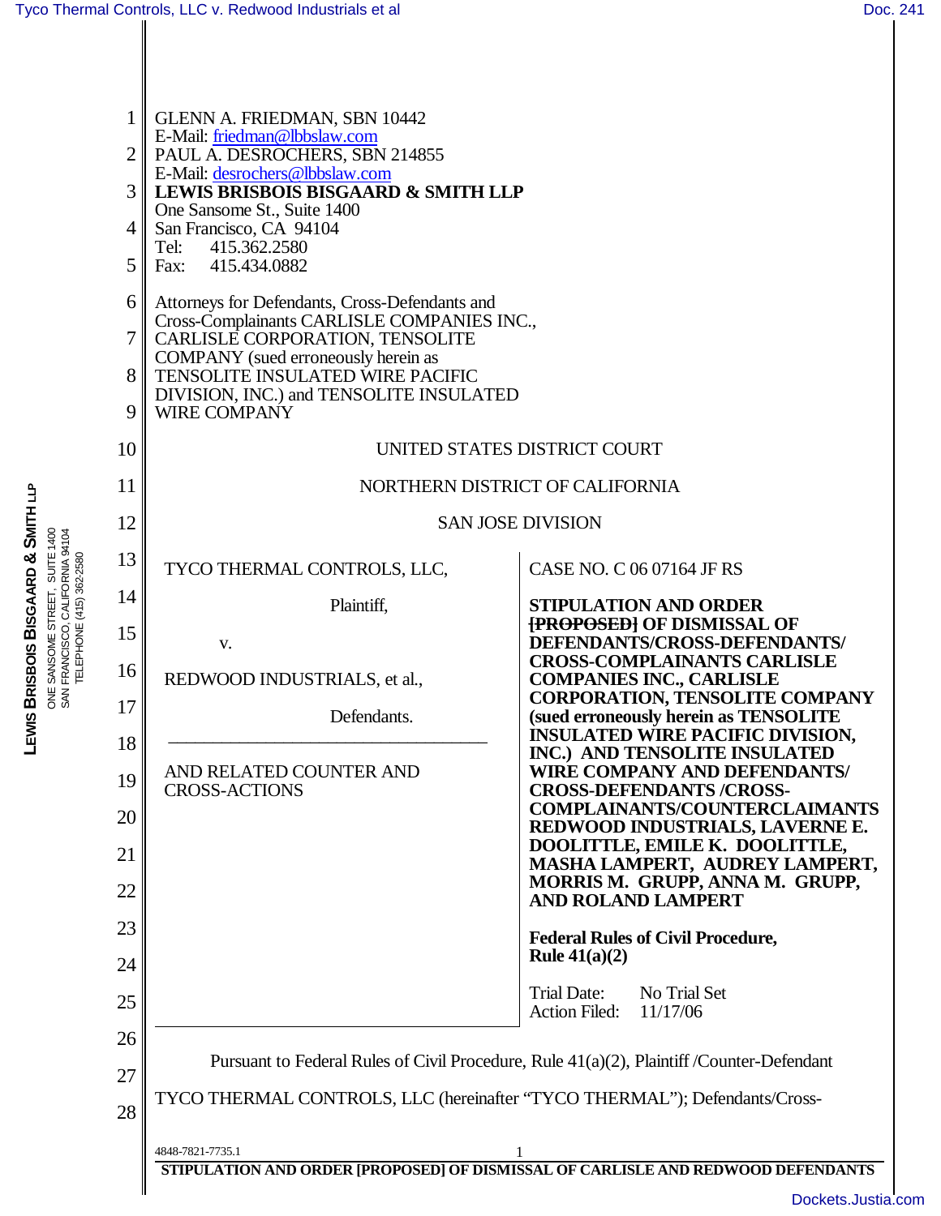GLENN A. FRIEDMAN, SBN 10442
E-Mail: friedman@lbbslaw.com
PAUL A. DESROCHERS, SBN 214855
E-Mail: desrochers@lbbslaw.com
**LEWIS BRISBOIS BISGAARD & SMITH LLP**
One Sansome St., Suite 1400
San Francisco, CA 94104
Tel: 415.362.2580
Fax: 415.434.0882

Attorneys for Defendants, Cross-Defendants and Cross-Complainants CARLISLE COMPANIES INC., CARLISLE CORPORATION, TENSOLITE COMPANY (sued erroneously herein as TENSOLITE INSULATED WIRE PACIFIC DIVISION, INC.) and TENSOLITE INSULATED WIRE COMPANY

UNITED STATES DISTRICT COURT

NORTHERN DISTRICT OF CALIFORNIA

SAN JOSE DIVISION

| | |
|---|---|
| TYCO THERMAL CONTROLS, LLC,<br><br>Plaintiff,<br><br>v.<br><br>REDWOOD INDUSTRIALS, et al.,<br><br>Defendants.<br><br>AND RELATED COUNTER AND CROSS-ACTIONS | CASE NO. C 06 07164 JF RS<br><br>**STIPULATION AND ORDER ~~[PROPOSED]~~ OF DISMISSAL OF DEFENDANTS/CROSS-DEFENDANTS/ CROSS-COMPLAINANTS CARLISLE COMPANIES INC., CARLISLE CORPORATION, TENSOLITE COMPANY (sued erroneously herein as TENSOLITE INSULATED WIRE PACIFIC DIVISION, INC.) AND TENSOLITE INSULATED WIRE COMPANY AND DEFENDANTS/ CROSS-DEFENDANTS /CROSS-COMPLAINANTS/COUNTERCLAIMANTS REDWOOD INDUSTRIALS, LAVERNE E. DOOLITTLE, EMILE K. DOOLITTLE, MASHA LAMPERT, AUDREY LAMPERT, MORRIS M. GRUPP, ANNA M. GRUPP, AND ROLAND LAMPERT**<br><br>**Federal Rules of Civil Procedure, Rule 41(a)(2)**<br><br>Trial Date: No Trial Set<br>Action Filed: 11/17/06 |

Pursuant to Federal Rules of Civil Procedure, Rule 41(a)(2), Plaintiff /Counter-Defendant TYCO THERMAL CONTROLS, LLC (hereinafter "TYCO THERMAL"); Defendants/Cross-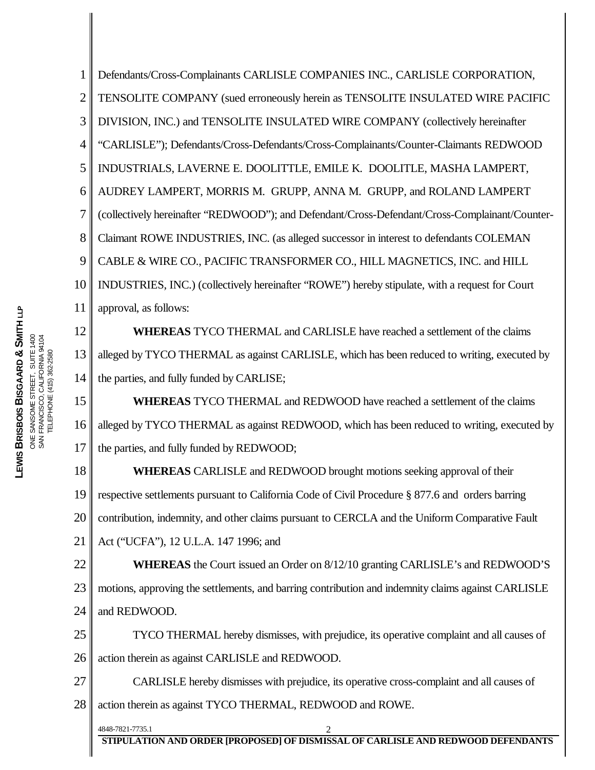Defendants/Cross-Complainants CARLISLE COMPANIES INC., CARLISLE CORPORATION, TENSOLITE COMPANY (sued erroneously herein as TENSOLITE INSULATED WIRE PACIFIC DIVISION, INC.) and TENSOLITE INSULATED WIRE COMPANY (collectively hereinafter "CARLISLE"); Defendants/Cross-Defendants/Cross-Complainants/Counter-Claimants REDWOOD INDUSTRIALS, LAVERNE E. DOOLITTLE, EMILE K. DOOLITLE, MASHA LAMPERT, AUDREY LAMPERT, MORRIS M. GRUPP, ANNA M. GRUPP, and ROLAND LAMPERT (collectively hereinafter "REDWOOD"); and Defendant/Cross-Defendant/Cross-Complainant/Counter-Claimant ROWE INDUSTRIES, INC. (as alleged successor in interest to defendants COLEMAN CABLE & WIRE CO., PACIFIC TRANSFORMER CO., HILL MAGNETICS, INC. and HILL INDUSTRIES, INC.) (collectively hereinafter "ROWE") hereby stipulate, with a request for Court approval, as follows:

**WHEREAS** TYCO THERMAL and CARLISLE have reached a settlement of the claims alleged by TYCO THERMAL as against CARLISLE, which has been reduced to writing, executed by the parties, and fully funded by CARLISE;

**WHEREAS** TYCO THERMAL and REDWOOD have reached a settlement of the claims alleged by TYCO THERMAL as against REDWOOD, which has been reduced to writing, executed by the parties, and fully funded by REDWOOD;

**WHEREAS** CARLISLE and REDWOOD brought motions seeking approval of their respective settlements pursuant to California Code of Civil Procedure § 877.6 and orders barring contribution, indemnity, and other claims pursuant to CERCLA and the Uniform Comparative Fault Act ("UCFA"), 12 U.L.A. 147 1996; and

**WHEREAS** the Court issued an Order on 8/12/10 granting CARLISLE's and REDWOOD'S motions, approving the settlements, and barring contribution and indemnity claims against CARLISLE and REDWOOD.

TYCO THERMAL hereby dismisses, with prejudice, its operative complaint and all causes of action therein as against CARLISLE and REDWOOD.

CARLISLE hereby dismisses with prejudice, its operative cross-complaint and all causes of action therein as against TYCO THERMAL, REDWOOD and ROWE.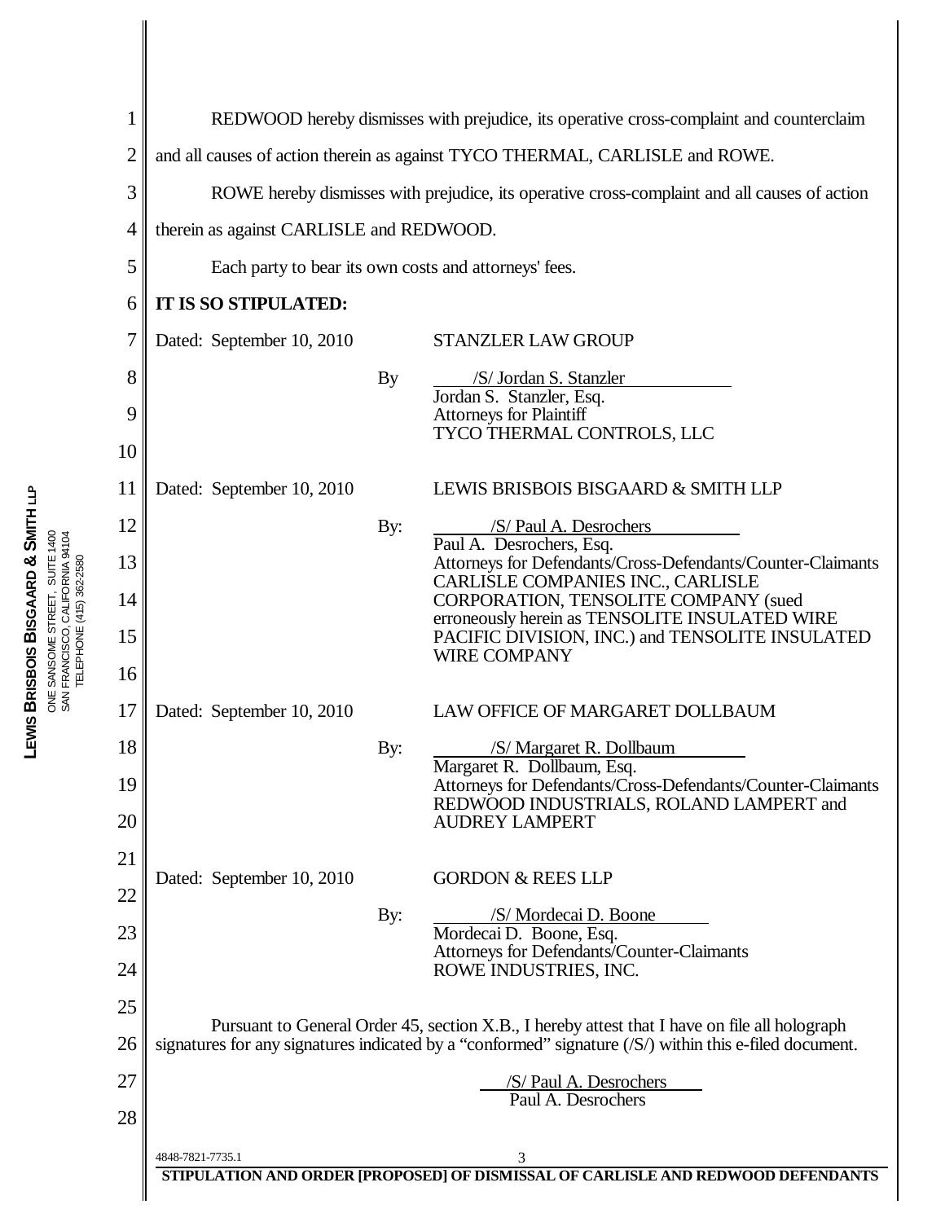REDWOOD hereby dismisses with prejudice, its operative cross-complaint and counterclaim and all causes of action therein as against TYCO THERMAL, CARLISLE and ROWE.

ROWE hereby dismisses with prejudice, its operative cross-complaint and all causes of action therein as against CARLISLE and REDWOOD.

Each party to bear its own costs and attorneys' fees.

**IT IS SO STIPULATED:**

Dated: September 10, 2010

STANZLER LAW GROUP

By /S/ Jordan S. Stanzler
Jordan S. Stanzler, Esq.
Attorneys for Plaintiff
TYCO THERMAL CONTROLS, LLC

Dated: September 10, 2010

LEWIS BRISBOIS BISGAARD & SMITH LLP

By: /S/ Paul A. Desrochers
Paul A. Desrochers, Esq.
Attorneys for Defendants/Cross-Defendants/Counter-Claimants CARLISLE COMPANIES INC., CARLISLE CORPORATION, TENSOLITE COMPANY (sued erroneously herein as TENSOLITE INSULATED WIRE PACIFIC DIVISION, INC.) and TENSOLITE INSULATED WIRE COMPANY

Dated: September 10, 2010

LAW OFFICE OF MARGARET DOLLBAUM

By: /S/ Margaret R. Dollbaum
Margaret R. Dollbaum, Esq.
Attorneys for Defendants/Cross-Defendants/Counter-Claimants REDWOOD INDUSTRIALS, ROLAND LAMPERT and AUDREY LAMPERT

Dated: September 10, 2010

GORDON & REES LLP

By: /S/ Mordecai D. Boone
Mordecai D. Boone, Esq.
Attorneys for Defendants/Counter-Claimants
ROWE INDUSTRIES, INC.

Pursuant to General Order 45, section X.B., I hereby attest that I have on file all holograph signatures for any signatures indicated by a "conformed" signature (/S/) within this e-filed document.

/S/ Paul A. Desrochers
Paul A. Desrochers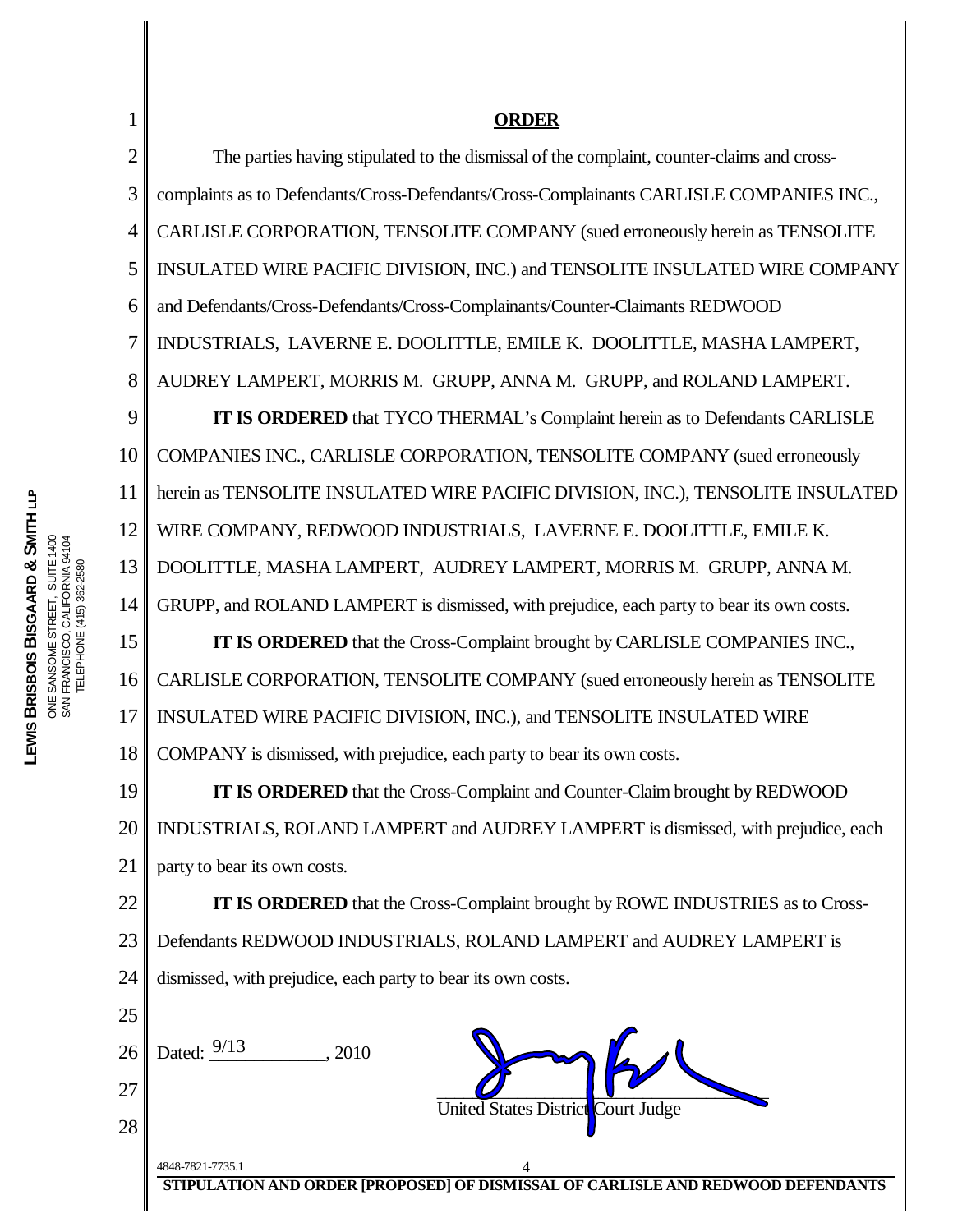**ORDER**

The parties having stipulated to the dismissal of the complaint, counter-claims and cross-complaints as to Defendants/Cross-Defendants/Cross-Complainants CARLISLE COMPANIES INC., CARLISLE CORPORATION, TENSOLITE COMPANY (sued erroneously herein as TENSOLITE INSULATED WIRE PACIFIC DIVISION, INC.) and TENSOLITE INSULATED WIRE COMPANY and Defendants/Cross-Defendants/Cross-Complainants/Counter-Claimants REDWOOD INDUSTRIALS, LAVERNE E. DOOLITTLE, EMILE K. DOOLITTLE, MASHA LAMPERT, AUDREY LAMPERT, MORRIS M. GRUPP, ANNA M. GRUPP, and ROLAND LAMPERT.

**IT IS ORDERED** that TYCO THERMAL's Complaint herein as to Defendants CARLISLE COMPANIES INC., CARLISLE CORPORATION, TENSOLITE COMPANY (sued erroneously herein as TENSOLITE INSULATED WIRE PACIFIC DIVISION, INC.), TENSOLITE INSULATED WIRE COMPANY, REDWOOD INDUSTRIALS, LAVERNE E. DOOLITTLE, EMILE K. DOOLITTLE, MASHA LAMPERT, AUDREY LAMPERT, MORRIS M. GRUPP, ANNA M. GRUPP, and ROLAND LAMPERT is dismissed, with prejudice, each party to bear its own costs.

**IT IS ORDERED** that the Cross-Complaint brought by CARLISLE COMPANIES INC., CARLISLE CORPORATION, TENSOLITE COMPANY (sued erroneously herein as TENSOLITE INSULATED WIRE PACIFIC DIVISION, INC.), and TENSOLITE INSULATED WIRE COMPANY is dismissed, with prejudice, each party to bear its own costs.

**IT IS ORDERED** that the Cross-Complaint and Counter-Claim brought by REDWOOD INDUSTRIALS, ROLAND LAMPERT and AUDREY LAMPERT is dismissed, with prejudice, each party to bear its own costs.

**IT IS ORDERED** that the Cross-Complaint brought by ROWE INDUSTRIES as to Cross-Defendants REDWOOD INDUSTRIALS, ROLAND LAMPERT and AUDREY LAMPERT is dismissed, with prejudice, each party to bear its own costs.

Dated: 9/13, 2010

United States District Court Judge

4848-7821-7735.1

**STIPULATION AND ORDER [PROPOSED] OF DISMISSAL OF CARLISLE AND REDWOOD DEFENDANTS**